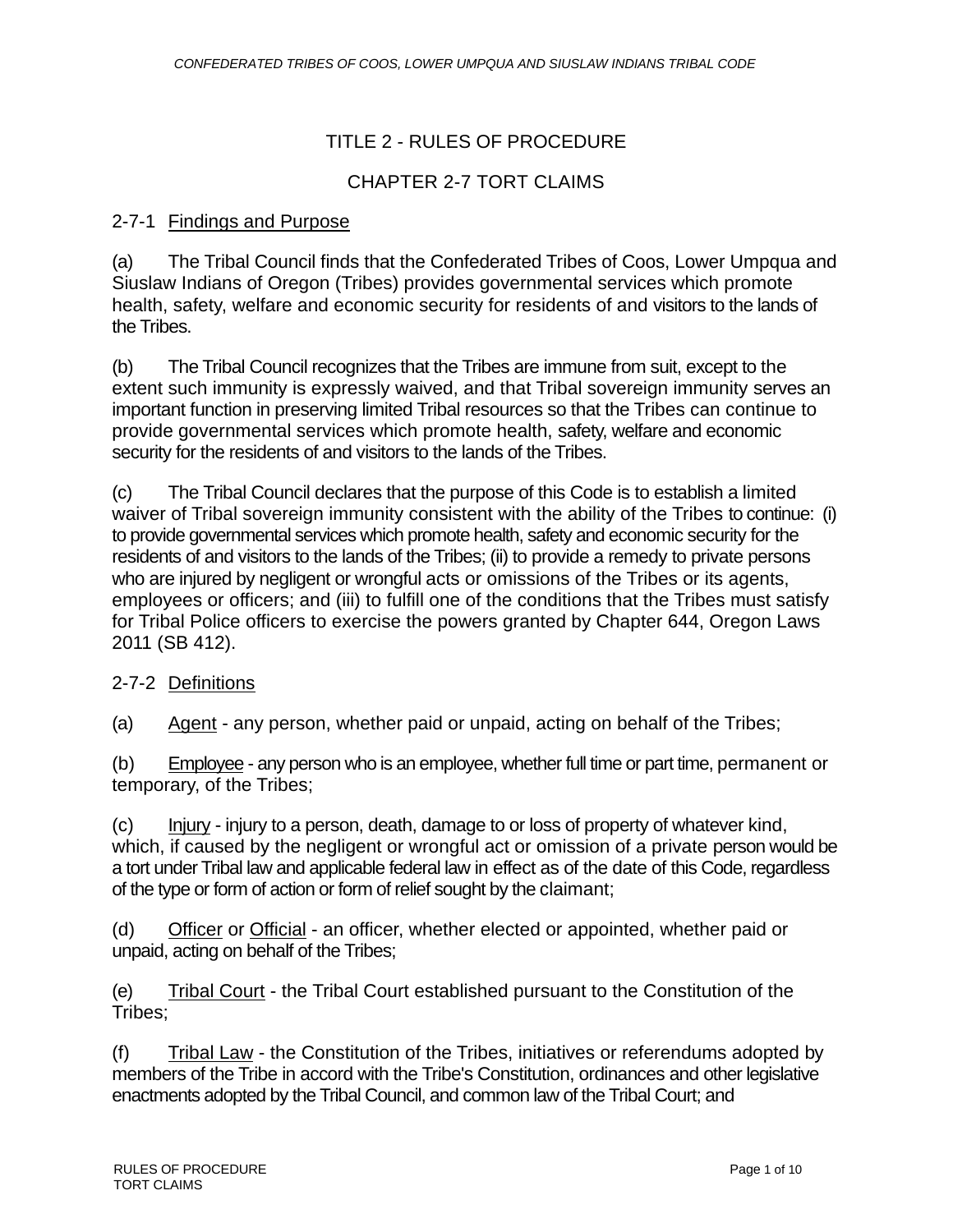# TITLE 2 - RULES OF PROCEDURE

## CHAPTER 2-7 TORT CLAIMS

### 2-7-1 Findings and Purpose

(a) The Tribal Council finds that the Confederated Tribes of Coos, Lower Umpqua and Siuslaw Indians of Oregon (Tribes) provides governmental services which promote health, safety, welfare and economic security for residents of and visitors to the lands of the Tribes.

(b) The Tribal Council recognizes that the Tribes are immune from suit, except to the extent such immunity is expressly waived, and that Tribal sovereign immunity serves an important function in preserving limited Tribal resources so that the Tribes can continue to provide governmental services which promote health, safety, welfare and economic security for the residents of and visitors to the lands of the Tribes.

(c) The Tribal Council declares that the purpose of this Code is to establish a limited waiver of Tribal sovereign immunity consistent with the ability of the Tribes to continue: (i) to provide governmental services which promote health, safety and economic security for the residents of and visitors to the lands of the Tribes; (ii) to provide a remedy to private persons who are injured by negligent or wrongful acts or omissions of the Tribes or its agents, employees or officers; and (iii) to fulfill one of the conditions that the Tribes must satisfy for Tribal Police officers to exercise the powers granted by Chapter 644, Oregon Laws 2011 (SB 412).

### 2-7-2 Definitions

(a) Agent - any person, whether paid or unpaid, acting on behalf of the Tribes;

(b) Employee - any person who is an employee, whether full time or part time, permanent or temporary, of the Tribes;

(c) Injury - injury to a person, death, damage to or loss of property of whatever kind, which, if caused by the negligent or wrongful act or omission of a private person would be a tort under Tribal law and applicable federal law in effect as of the date of this Code, regardless of the type or form of action or form of relief sought by the claimant;

(d) Officer or Official - an officer, whether elected or appointed, whether paid or unpaid, acting on behalf of the Tribes;

(e) Tribal Court - the Tribal Court established pursuant to the Constitution of the Tribes;

(f) Tribal Law - the Constitution of the Tribes, initiatives or referendums adopted by members of the Tribe in accord with the Tribe's Constitution, ordinances and other legislative enactments adopted by the Tribal Council, and common law of the Tribal Court; and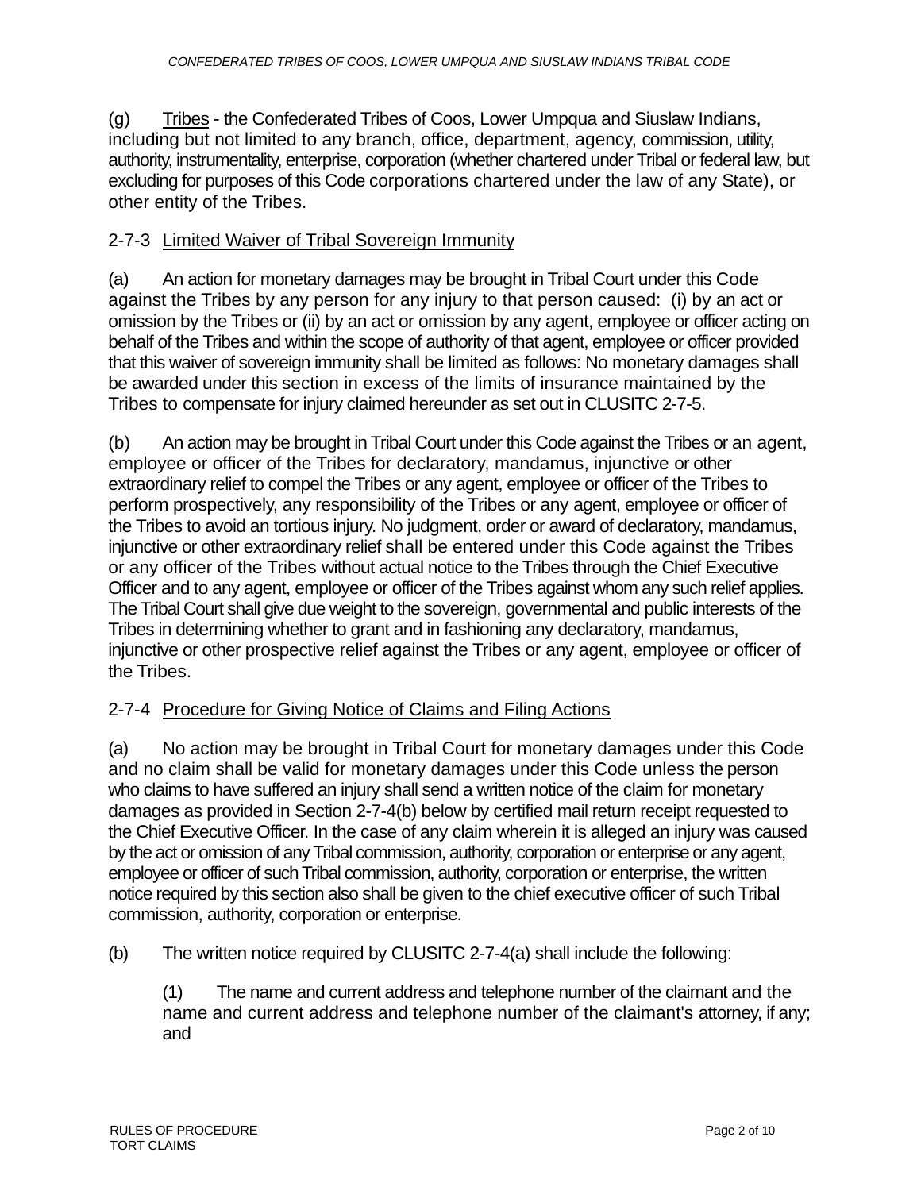(g) Tribes - the Confederated Tribes of Coos, Lower Umpqua and Siuslaw Indians, including but not limited to any branch, office, department, agency, commission, utility, authority, instrumentality, enterprise, corporation (whether chartered under Tribal or federal law, but excluding for purposes of this Code corporations chartered under the law of any State), or other entity of the Tribes.

## 2-7-3 Limited Waiver of Tribal Sovereign Immunity

(a) An action for monetary damages may be brought in Tribal Court under this Code against the Tribes by any person for any injury to that person caused: (i) by an act or omission by the Tribes or (ii) by an act or omission by any agent, employee or officer acting on behalf of the Tribes and within the scope of authority of that agent, employee or officer provided that this waiver of sovereign immunity shall be limited as follows: No monetary damages shall be awarded under this section in excess of the limits of insurance maintained by the Tribes to compensate for injury claimed hereunder as set out in CLUSITC 2-7-5.

(b) An action may be brought in Tribal Court under this Code against the Tribes or an agent, employee or officer of the Tribes for declaratory, mandamus, injunctive or other extraordinary relief to compel the Tribes or any agent, employee or officer of the Tribes to perform prospectively, any responsibility of the Tribes or any agent, employee or officer of the Tribes to avoid an tortious injury. No judgment, order or award of declaratory, mandamus, injunctive or other extraordinary relief shall be entered under this Code against the Tribes or any officer of the Tribes without actual notice to the Tribes through the Chief Executive Officer and to any agent, employee or officer of the Tribes against whom any such relief applies. The Tribal Court shall give due weight to the sovereign, governmental and public interests of the Tribes in determining whether to grant and in fashioning any declaratory, mandamus, injunctive or other prospective relief against the Tribes or any agent, employee or officer of the Tribes.

## 2-7-4 Procedure for Giving Notice of Claims and Filing Actions

(a) No action may be brought in Tribal Court for monetary damages under this Code and no claim shall be valid for monetary damages under this Code unless the person who claims to have suffered an injury shall send a written notice of the claim for monetary damages as provided in Section 2-7-4(b) below by certified mail return receipt requested to the Chief Executive Officer. In the case of any claim wherein it is alleged an injury was caused by the act or omission of any Tribal commission, authority, corporation or enterprise or any agent, employee or officer of such Tribal commission, authority, corporation or enterprise, the written notice required by this section also shall be given to the chief executive officer of such Tribal commission, authority, corporation or enterprise.

(b) The written notice required by CLUSITC 2-7-4(a) shall include the following:

(1) The name and current address and telephone number of the claimant and the name and current address and telephone number of the claimant's attorney, if any; and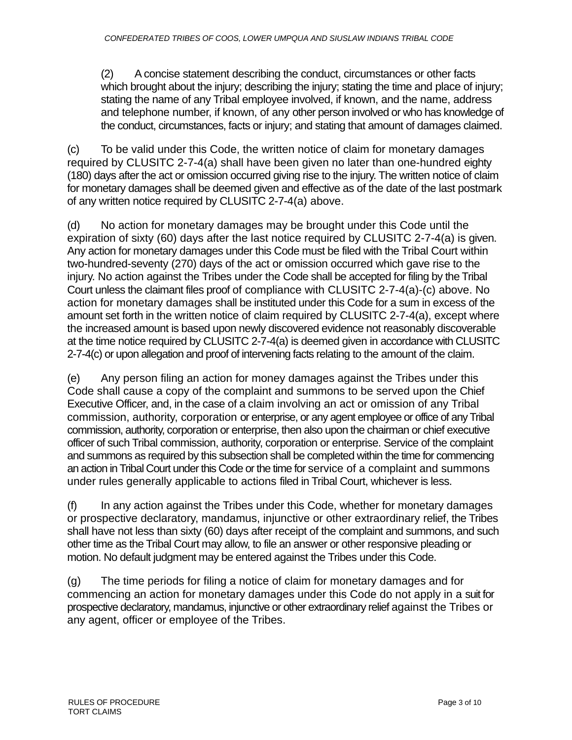(2) A concise statement describing the conduct, circumstances or other facts which brought about the injury; describing the injury; stating the time and place of injury; stating the name of any Tribal employee involved, if known, and the name, address and telephone number, if known, of any other person involved or who has knowledge of the conduct, circumstances, facts or injury; and stating that amount of damages claimed.

(c) To be valid under this Code, the written notice of claim for monetary damages required by CLUSITC 2-7-4(a) shall have been given no later than one-hundred eighty (180) days after the act or omission occurred giving rise to the injury. The written notice of claim for monetary damages shall be deemed given and effective as of the date of the last postmark of any written notice required by CLUSITC 2-7-4(a) above.

(d) No action for monetary damages may be brought under this Code until the expiration of sixty (60) days after the last notice required by CLUSITC 2-7-4(a) is given. Any action for monetary damages under this Code must be filed with the Tribal Court within two-hundred-seventy (270) days of the act or omission occurred which gave rise to the injury. No action against the Tribes under the Code shall be accepted for filing by the Tribal Court unless the claimant files proof of compliance with CLUSITC 2-7-4(a)-(c) above. No action for monetary damages shall be instituted under this Code for a sum in excess of the amount set forth in the written notice of claim required by CLUSITC 2-7-4(a), except where the increased amount is based upon newly discovered evidence not reasonably discoverable at the time notice required by CLUSITC 2-7-4(a) is deemed given in accordance with CLUSITC 2-7-4(c) or upon allegation and proof of intervening facts relating to the amount of the claim.

(e) Any person filing an action for money damages against the Tribes under this Code shall cause a copy of the complaint and summons to be served upon the Chief Executive Officer, and, in the case of a claim involving an act or omission of any Tribal commission, authority, corporation or enterprise, or any agent employee or office of any Tribal commission, authority, corporation or enterprise, then also upon the chairman or chief executive officer of such Tribal commission, authority, corporation or enterprise. Service of the complaint and summons as required by this subsection shall be completed within the time for commencing an action in Tribal Court under this Code or the time for service of a complaint and summons under rules generally applicable to actions filed in Tribal Court, whichever is less.

(f) In any action against the Tribes under this Code, whether for monetary damages or prospective declaratory, mandamus, injunctive or other extraordinary relief, the Tribes shall have not less than sixty (60) days after receipt of the complaint and summons, and such other time as the Tribal Court may allow, to file an answer or other responsive pleading or motion. No default judgment may be entered against the Tribes under this Code.

(g) The time periods for filing a notice of claim for monetary damages and for commencing an action for monetary damages under this Code do not apply in a suit for prospective declaratory, mandamus, injunctive or other extraordinary relief against the Tribes or any agent, officer or employee of the Tribes.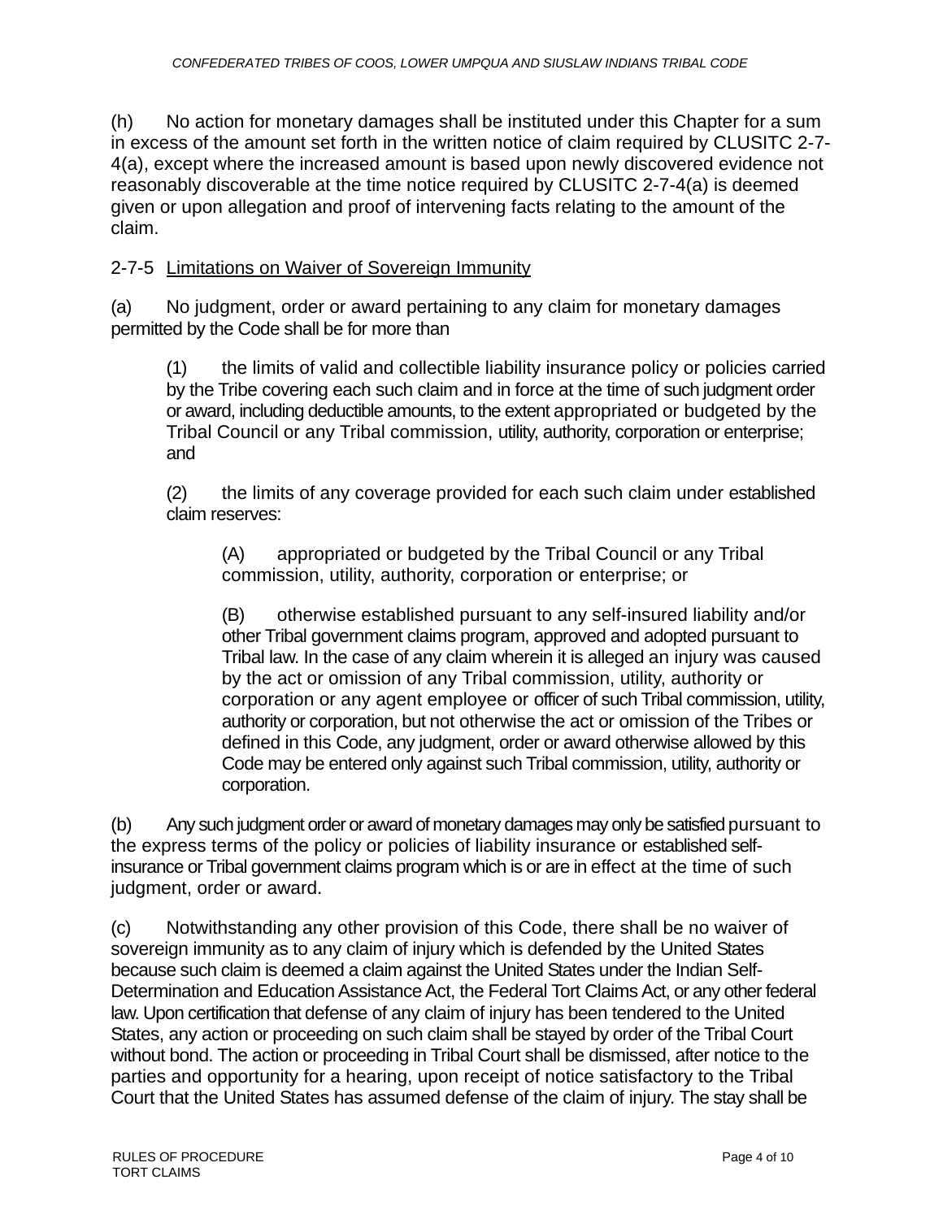(h) No action for monetary damages shall be instituted under this Chapter for a sum in excess of the amount set forth in the written notice of claim required by CLUSITC 2-7-4(a), except where the increased amount is based upon newly discovered evidence not reasonably discoverable at the time notice required by CLUSITC 2-7-4(a) is deemed given or upon allegation and proof of intervening facts relating to the amount of the claim.

2-7-5 Limitations on Waiver of Sovereign Immunity

(a) No judgment, order or award pertaining to any claim for monetary damages permitted by the Code shall be for more than

> (1) the limits of valid and collectible liability insurance policy or policies carried by the Tribe covering each such claim and in force at the time of such judgment order or award, including deductible amounts, to the extent appropriated or budgeted by the Tribal Council or any Tribal commission, utility, authority, corporation or enterprise; and
>
> (2) the limits of any coverage provided for each such claim under established claim reserves:
>
> > (A) appropriated or budgeted by the Tribal Council or any Tribal commission, utility, authority, corporation or enterprise; or
> >
> > (B) otherwise established pursuant to any self-insured liability and/or other Tribal government claims program, approved and adopted pursuant to Tribal law. In the case of any claim wherein it is alleged an injury was caused by the act or omission of any Tribal commission, utility, authority or corporation or any agent employee or officer of such Tribal commission, utility, authority or corporation, but not otherwise the act or omission of the Tribes or defined in this Code, any judgment, order or award otherwise allowed by this Code may be entered only against such Tribal commission, utility, authority or corporation.

(b) Any such judgment order or award of monetary damages may only be satisfied pursuant to the express terms of the policy or policies of liability insurance or established self-insurance or Tribal government claims program which is or are in effect at the time of such judgment, order or award.

(c) Notwithstanding any other provision of this Code, there shall be no waiver of sovereign immunity as to any claim of injury which is defended by the United States because such claim is deemed a claim against the United States under the Indian Self-Determination and Education Assistance Act, the Federal Tort Claims Act, or any other federal law. Upon certification that defense of any claim of injury has been tendered to the United States, any action or proceeding on such claim shall be stayed by order of the Tribal Court without bond. The action or proceeding in Tribal Court shall be dismissed, after notice to the parties and opportunity for a hearing, upon receipt of notice satisfactory to the Tribal Court that the United States has assumed defense of the claim of injury. The stay shall be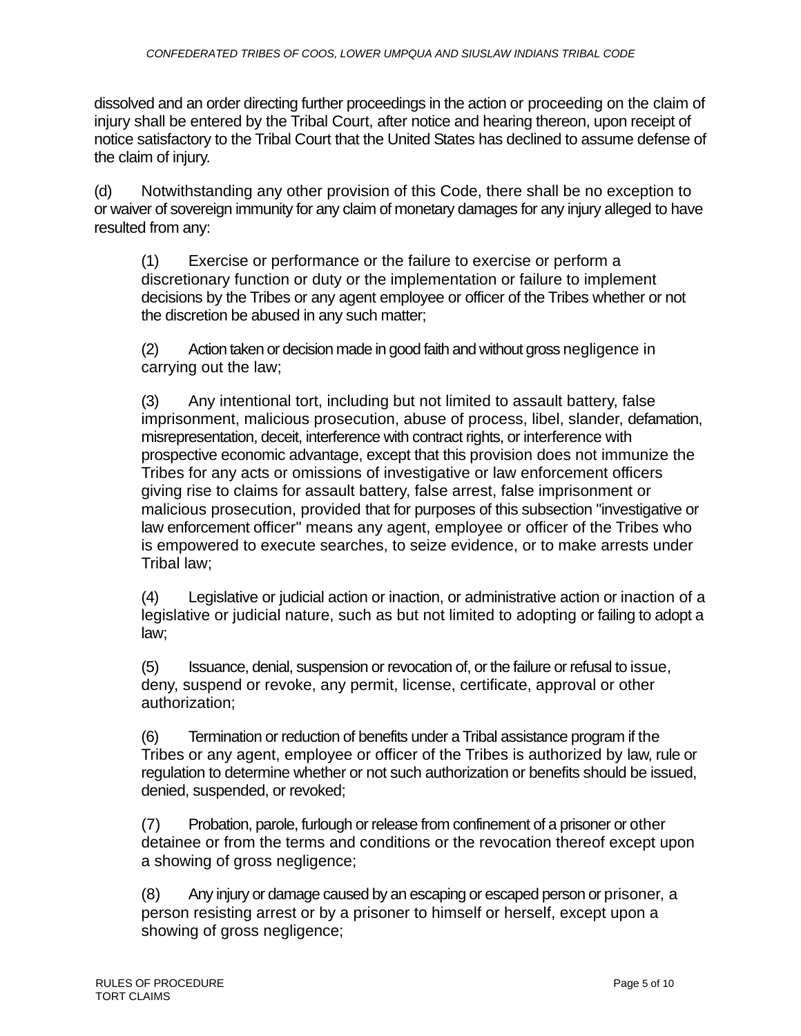dissolved and an order directing further proceedings in the action or proceeding on the claim of injury shall be entered by the Tribal Court, after notice and hearing thereon, upon receipt of notice satisfactory to the Tribal Court that the United States has declined to assume defense of the claim of injury.

(d) Notwithstanding any other provision of this Code, there shall be no exception to or waiver of sovereign immunity for any claim of monetary damages for any injury alleged to have resulted from any:

(1) Exercise or performance or the failure to exercise or perform a discretionary function or duty or the implementation or failure to implement decisions by the Tribes or any agent employee or officer of the Tribes whether or not the discretion be abused in any such matter;

(2) Action taken or decision made in good faith and without gross negligence in carrying out the law;

(3) Any intentional tort, including but not limited to assault battery, false imprisonment, malicious prosecution, abuse of process, libel, slander, defamation, misrepresentation, deceit, interference with contract rights, or interference with prospective economic advantage, except that this provision does not immunize the Tribes for any acts or omissions of investigative or law enforcement officers giving rise to claims for assault battery, false arrest, false imprisonment or malicious prosecution, provided that for purposes of this subsection "investigative or law enforcement officer" means any agent, employee or officer of the Tribes who is empowered to execute searches, to seize evidence, or to make arrests under Tribal law;

(4) Legislative or judicial action or inaction, or administrative action or inaction of a legislative or judicial nature, such as but not limited to adopting or failing to adopt a law;

(5) Issuance, denial, suspension or revocation of, or the failure or refusal to issue, deny, suspend or revoke, any permit, license, certificate, approval or other authorization;

(6) Termination or reduction of benefits under a Tribal assistance program if the Tribes or any agent, employee or officer of the Tribes is authorized by law, rule or regulation to determine whether or not such authorization or benefits should be issued, denied, suspended, or revoked;

(7) Probation, parole, furlough or release from confinement of a prisoner or other detainee or from the terms and conditions or the revocation thereof except upon a showing of gross negligence;

(8) Any injury or damage caused by an escaping or escaped person or prisoner, a person resisting arrest or by a prisoner to himself or herself, except upon a showing of gross negligence;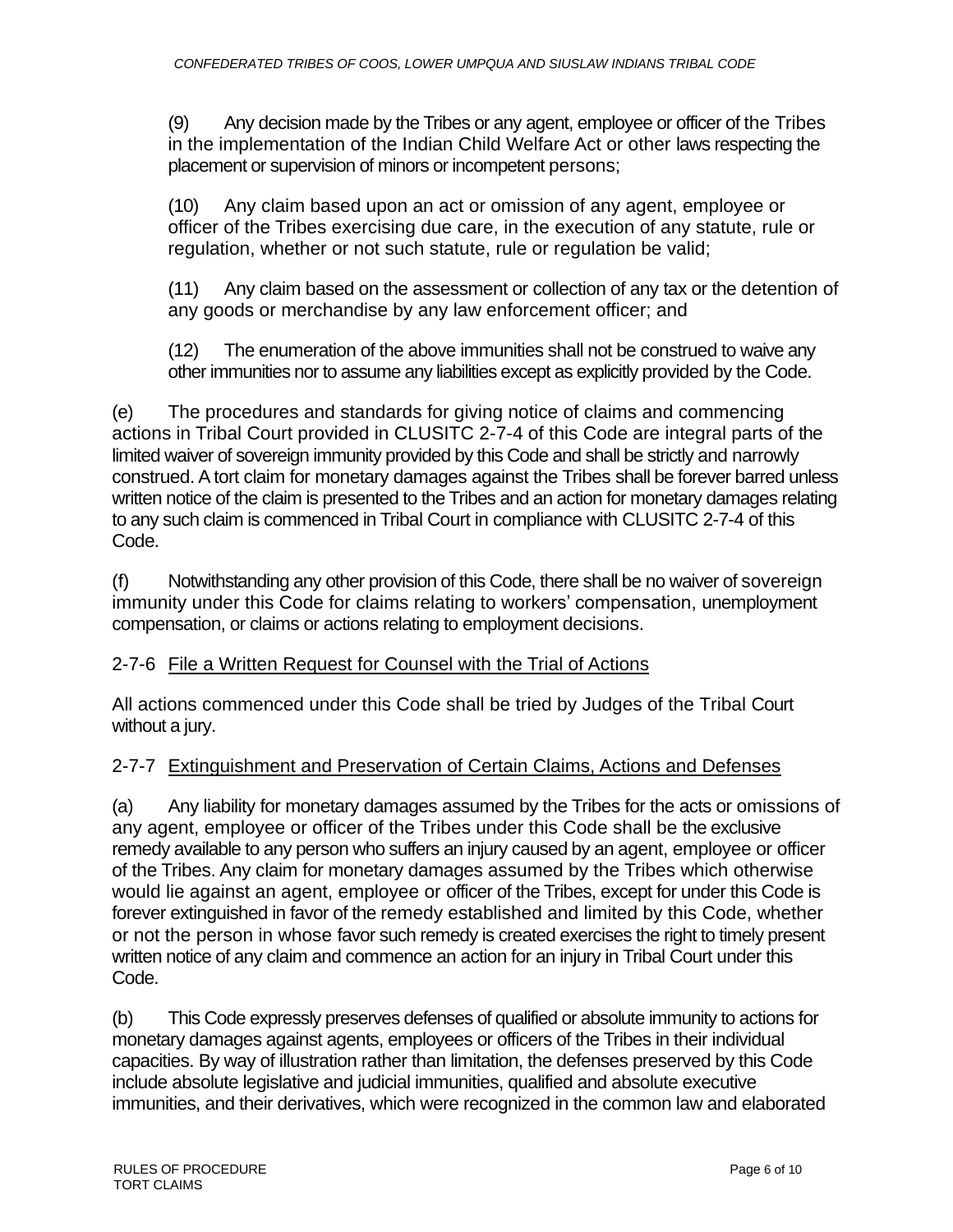(9) Any decision made by the Tribes or any agent, employee or officer of the Tribes in the implementation of the Indian Child Welfare Act or other laws respecting the placement or supervision of minors or incompetent persons;

(10) Any claim based upon an act or omission of any agent, employee or officer of the Tribes exercising due care, in the execution of any statute, rule or regulation, whether or not such statute, rule or regulation be valid;

(11) Any claim based on the assessment or collection of any tax or the detention of any goods or merchandise by any law enforcement officer; and

(12) The enumeration of the above immunities shall not be construed to waive any other immunities nor to assume any liabilities except as explicitly provided by the Code.

(e) The procedures and standards for giving notice of claims and commencing actions in Tribal Court provided in CLUSITC 2-7-4 of this Code are integral parts of the limited waiver of sovereign immunity provided by this Code and shall be strictly and narrowly construed. A tort claim for monetary damages against the Tribes shall be forever barred unless written notice of the claim is presented to the Tribes and an action for monetary damages relating to any such claim is commenced in Tribal Court in compliance with CLUSITC 2-7-4 of this Code.

(f) Notwithstanding any other provision of this Code, there shall be no waiver of sovereign immunity under this Code for claims relating to workers' compensation, unemployment compensation, or claims or actions relating to employment decisions.

## 2-7-6 File a Written Request for Counsel with the Trial of Actions

All actions commenced under this Code shall be tried by Judges of the Tribal Court without a jury.

## 2-7-7 Extinguishment and Preservation of Certain Claims, Actions and Defenses

(a) Any liability for monetary damages assumed by the Tribes for the acts or omissions of any agent, employee or officer of the Tribes under this Code shall be the exclusive remedy available to any person who suffers an injury caused by an agent, employee or officer of the Tribes. Any claim for monetary damages assumed by the Tribes which otherwise would lie against an agent, employee or officer of the Tribes, except for under this Code is forever extinguished in favor of the remedy established and limited by this Code, whether or not the person in whose favor such remedy is created exercises the right to timely present written notice of any claim and commence an action for an injury in Tribal Court under this Code.

(b) This Code expressly preserves defenses of qualified or absolute immunity to actions for monetary damages against agents, employees or officers of the Tribes in their individual capacities. By way of illustration rather than limitation, the defenses preserved by this Code include absolute legislative and judicial immunities, qualified and absolute executive immunities, and their derivatives, which were recognized in the common law and elaborated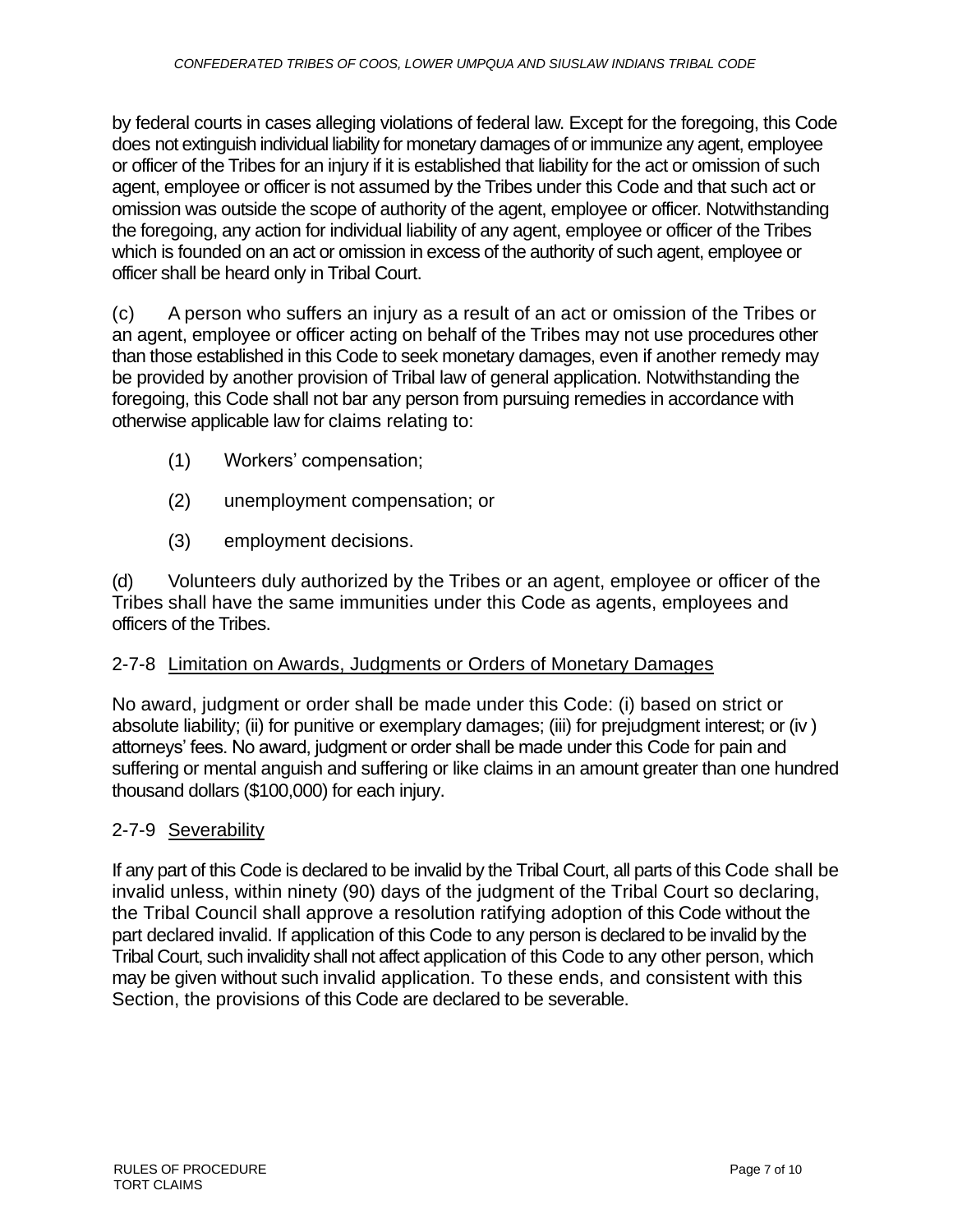by federal courts in cases alleging violations of federal law. Except for the foregoing, this Code does not extinguish individual liability for monetary damages of or immunize any agent, employee or officer of the Tribes for an injury if it is established that liability for the act or omission of such agent, employee or officer is not assumed by the Tribes under this Code and that such act or omission was outside the scope of authority of the agent, employee or officer. Notwithstanding the foregoing, any action for individual liability of any agent, employee or officer of the Tribes which is founded on an act or omission in excess of the authority of such agent, employee or officer shall be heard only in Tribal Court.

(c) A person who suffers an injury as a result of an act or omission of the Tribes or an agent, employee or officer acting on behalf of the Tribes may not use procedures other than those established in this Code to seek monetary damages, even if another remedy may be provided by another provision of Tribal law of general application. Notwithstanding the foregoing, this Code shall not bar any person from pursuing remedies in accordance with otherwise applicable law for claims relating to:

(1) Workers' compensation;

(2) unemployment compensation; or

(3) employment decisions.

(d) Volunteers duly authorized by the Tribes or an agent, employee or officer of the Tribes shall have the same immunities under this Code as agents, employees and officers of the Tribes.

## 2-7-8 Limitation on Awards, Judgments or Orders of Monetary Damages

No award, judgment or order shall be made under this Code: (i) based on strict or absolute liability; (ii) for punitive or exemplary damages; (iii) for prejudgment interest; or (iv) attorneys' fees. No award, judgment or order shall be made under this Code for pain and suffering or mental anguish and suffering or like claims in an amount greater than one hundred thousand dollars ($100,000) for each injury.

## 2-7-9 Severability

If any part of this Code is declared to be invalid by the Tribal Court, all parts of this Code shall be invalid unless, within ninety (90) days of the judgment of the Tribal Court so declaring, the Tribal Council shall approve a resolution ratifying adoption of this Code without the part declared invalid. If application of this Code to any person is declared to be invalid by the Tribal Court, such invalidity shall not affect application of this Code to any other person, which may be given without such invalid application. To these ends, and consistent with this Section, the provisions of this Code are declared to be severable.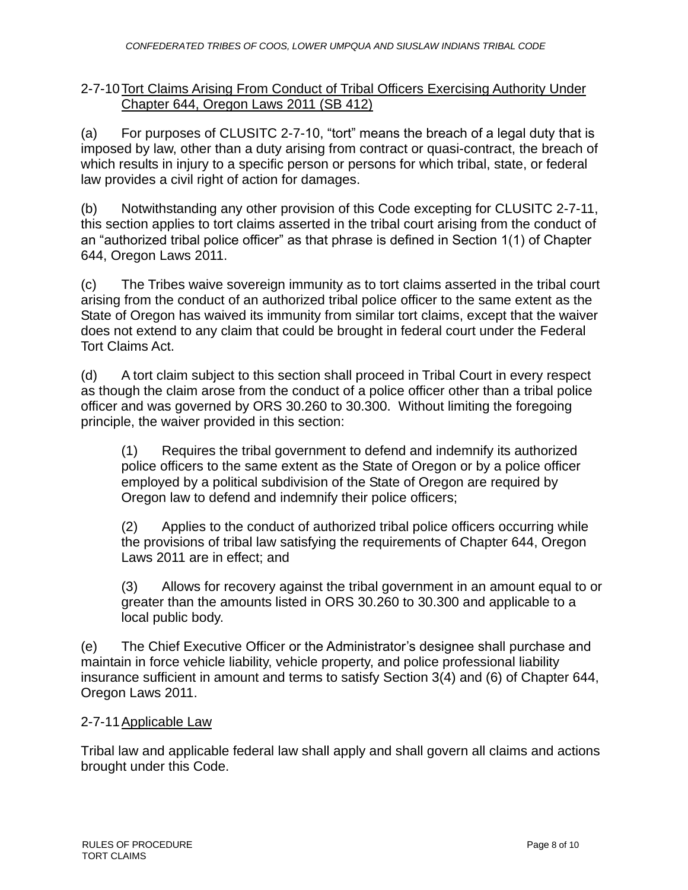## 2-7-10 Tort Claims Arising From Conduct of Tribal Officers Exercising Authority Under Chapter 644, Oregon Laws 2011 (SB 412)

(a) For purposes of CLUSITC 2-7-10, "tort" means the breach of a legal duty that is imposed by law, other than a duty arising from contract or quasi-contract, the breach of which results in injury to a specific person or persons for which tribal, state, or federal law provides a civil right of action for damages.

(b) Notwithstanding any other provision of this Code excepting for CLUSITC 2-7-11, this section applies to tort claims asserted in the tribal court arising from the conduct of an "authorized tribal police officer" as that phrase is defined in Section 1(1) of Chapter 644, Oregon Laws 2011.

(c) The Tribes waive sovereign immunity as to tort claims asserted in the tribal court arising from the conduct of an authorized tribal police officer to the same extent as the State of Oregon has waived its immunity from similar tort claims, except that the waiver does not extend to any claim that could be brought in federal court under the Federal Tort Claims Act.

(d) A tort claim subject to this section shall proceed in Tribal Court in every respect as though the claim arose from the conduct of a police officer other than a tribal police officer and was governed by ORS 30.260 to 30.300. Without limiting the foregoing principle, the waiver provided in this section:

> (1) Requires the tribal government to defend and indemnify its authorized police officers to the same extent as the State of Oregon or by a police officer employed by a political subdivision of the State of Oregon are required by Oregon law to defend and indemnify their police officers;
>
> (2) Applies to the conduct of authorized tribal police officers occurring while the provisions of tribal law satisfying the requirements of Chapter 644, Oregon Laws 2011 are in effect; and
>
> (3) Allows for recovery against the tribal government in an amount equal to or greater than the amounts listed in ORS 30.260 to 30.300 and applicable to a local public body.

(e) The Chief Executive Officer or the Administrator's designee shall purchase and maintain in force vehicle liability, vehicle property, and police professional liability insurance sufficient in amount and terms to satisfy Section 3(4) and (6) of Chapter 644, Oregon Laws 2011.

## 2-7-11 Applicable Law

Tribal law and applicable federal law shall apply and shall govern all claims and actions brought under this Code.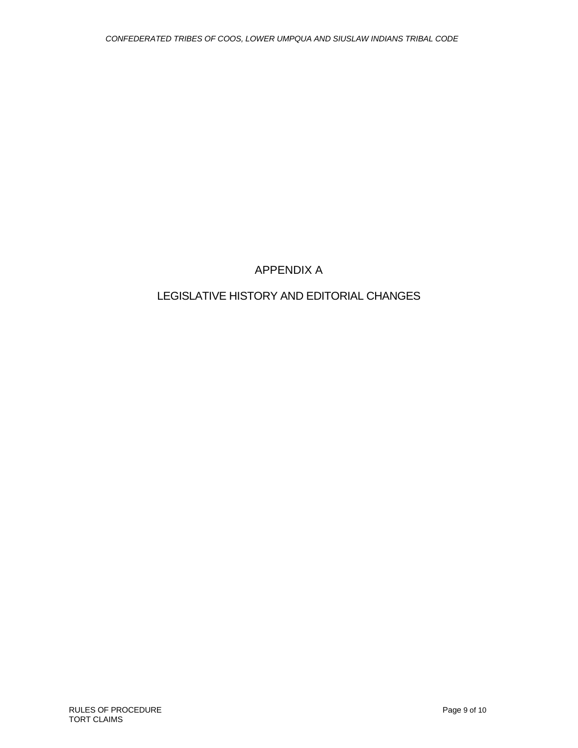# APPENDIX A

## LEGISLATIVE HISTORY AND EDITORIAL CHANGES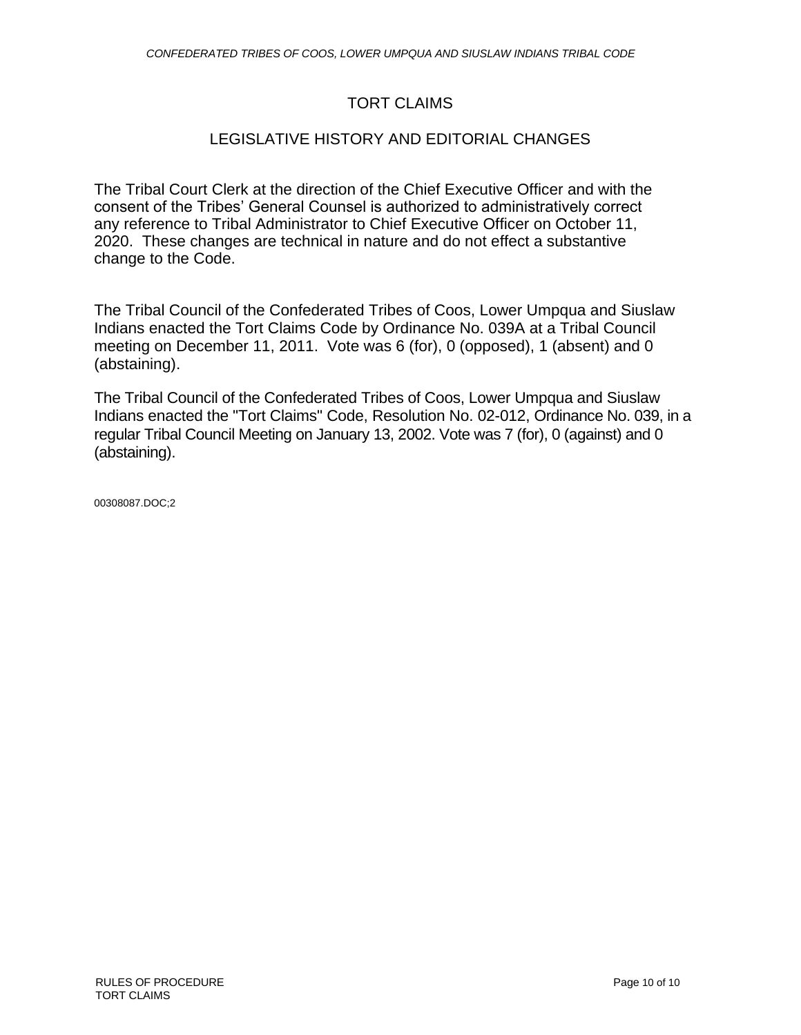# TORT CLAIMS

## LEGISLATIVE HISTORY AND EDITORIAL CHANGES

The Tribal Court Clerk at the direction of the Chief Executive Officer and with the consent of the Tribes' General Counsel is authorized to administratively correct any reference to Tribal Administrator to Chief Executive Officer on October 11, 2020. These changes are technical in nature and do not effect a substantive change to the Code.

The Tribal Council of the Confederated Tribes of Coos, Lower Umpqua and Siuslaw Indians enacted the Tort Claims Code by Ordinance No. 039A at a Tribal Council meeting on December 11, 2011. Vote was 6 (for), 0 (opposed), 1 (absent) and 0 (abstaining).

The Tribal Council of the Confederated Tribes of Coos, Lower Umpqua and Siuslaw Indians enacted the "Tort Claims" Code, Resolution No. 02-012, Ordinance No. 039, in a regular Tribal Council Meeting on January 13, 2002. Vote was 7 (for), 0 (against) and 0 (abstaining).

00308087.DOC;2